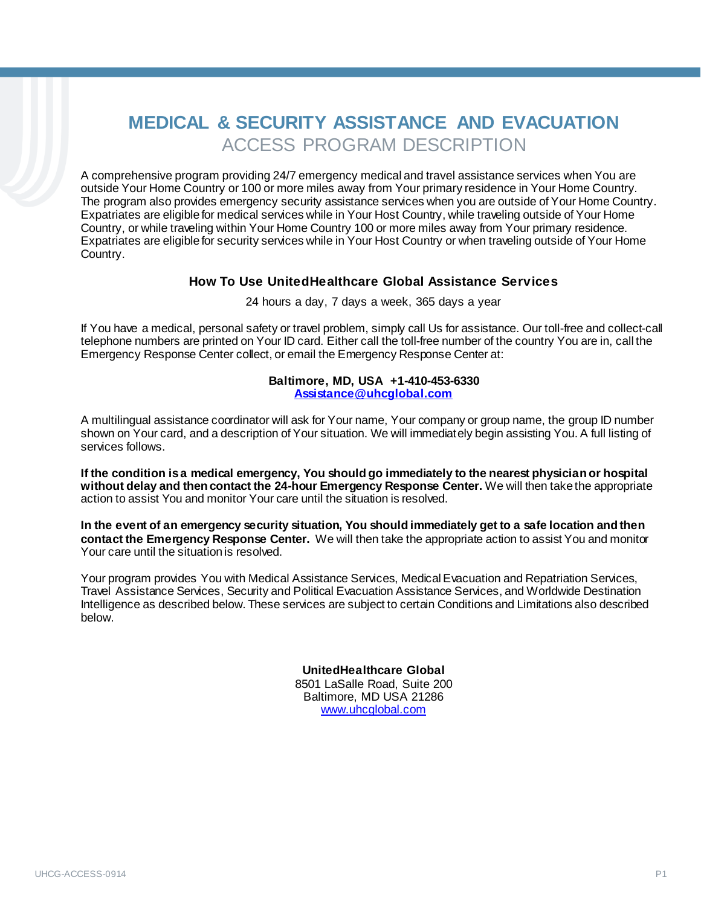# MEDICAL & SECURITY ASSISTANCE AND EVACUATION

## ACCESS PROGRAM DESCRIPTION

A comprehensive program providing 24/7 emergency medical and travel assistance services when You are outside Your Home Country or 100 or more miles away from Your primary residence in Your Home Country. The program also provides emergency security assistance services when you are outside of Your Home Country. Expatriates are eligible for medical services while in Your Host Country, while traveling outside of Your Home Country, or while traveling within Your Home Country 100 or more miles away from Your primary residence. Expatriates are eligible for security services while in Your Host Country or when traveling outside of Your Home Country.

### How To Use UnitedHealthcare Global Assistance Services

24 hours a day, 7 days a week, 365 days a year

If You have a medical, personal safety or travel problem, simply call Us for assistance. Our toll-free and collect-call telephone numbers are printed on Your ID card. Either call the toll-free number of the country You are in, call the Emergency Response Center collect, or email the Emergency Response Center at:

**Baltimore, MD, USA +1-410-453-6330**
**Assistance@uhcglobal.com**

A multilingual assistance coordinator will ask for Your name, Your company or group name, the group ID number shown on Your card, and a description of Your situation. We will immediately begin assisting You. A full listing of services follows.

**If the condition is a medical emergency, You should go immediately to the nearest physician or hospital without delay and then contact the 24-hour Emergency Response Center.** We will then take the appropriate action to assist You and monitor Your care until the situation is resolved.

**In the event of an emergency security situation, You should immediately get to a safe location and then contact the Emergency Response Center.** We will then take the appropriate action to assist You and monitor Your care until the situation is resolved.

Your program provides You with Medical Assistance Services, Medical Evacuation and Repatriation Services, Travel Assistance Services, Security and Political Evacuation Assistance Services, and Worldwide Destination Intelligence as described below. These services are subject to certain Conditions and Limitations also described below.

**UnitedHealthcare Global**
8501 LaSalle Road, Suite 200
Baltimore, MD USA 21286
www.uhcglobal.com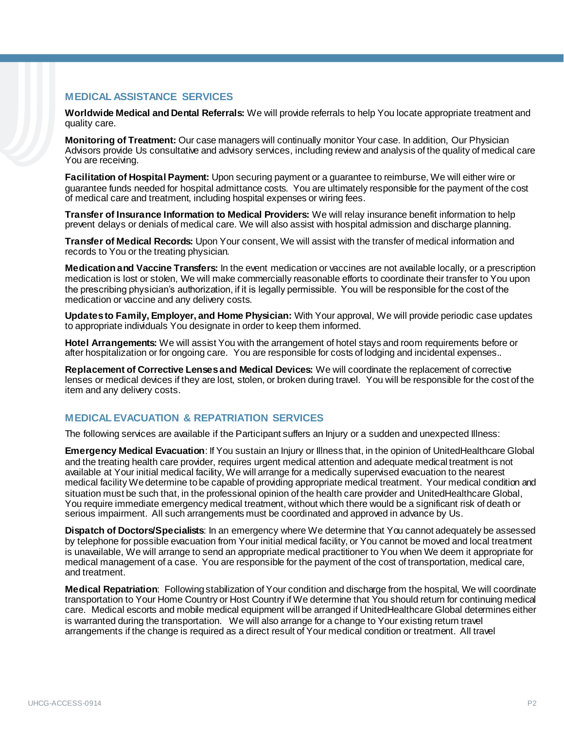## MEDICAL ASSISTANCE SERVICES

**Worldwide Medical and Dental Referrals:** We will provide referrals to help You locate appropriate treatment and quality care.

**Monitoring of Treatment:** Our case managers will continually monitor Your case. In addition, Our Physician Advisors provide Us consultative and advisory services, including review and analysis of the quality of medical care You are receiving.

**Facilitation of Hospital Payment:** Upon securing payment or a guarantee to reimburse, We will either wire or guarantee funds needed for hospital admittance costs. You are ultimately responsible for the payment of the cost of medical care and treatment, including hospital expenses or wiring fees.

**Transfer of Insurance Information to Medical Providers:** We will relay insurance benefit information to help prevent delays or denials of medical care. We will also assist with hospital admission and discharge planning.

**Transfer of Medical Records:** Upon Your consent, We will assist with the transfer of medical information and records to You or the treating physician.

**Medication and Vaccine Transfers:** In the event medication or vaccines are not available locally, or a prescription medication is lost or stolen, We will make commercially reasonable efforts to coordinate their transfer to You upon the prescribing physician's authorization, if it is legally permissible. You will be responsible for the cost of the medication or vaccine and any delivery costs.

**Updates to Family, Employer, and Home Physician:** With Your approval, We will provide periodic case updates to appropriate individuals You designate in order to keep them informed.

**Hotel Arrangements:** We will assist You with the arrangement of hotel stays and room requirements before or after hospitalization or for ongoing care. You are responsible for costs of lodging and incidental expenses..

**Replacement of Corrective Lenses and Medical Devices:** We will coordinate the replacement of corrective lenses or medical devices if they are lost, stolen, or broken during travel. You will be responsible for the cost of the item and any delivery costs.

## MEDICAL EVACUATION & REPATRIATION SERVICES

The following services are available if the Participant suffers an Injury or a sudden and unexpected Illness:

**Emergency Medical Evacuation**: If You sustain an Injury or Illness that, in the opinion of UnitedHealthcare Global and the treating health care provider, requires urgent medical attention and adequate medical treatment is not available at Your initial medical facility, We will arrange for a medically supervised evacuation to the nearest medical facility We determine to be capable of providing appropriate medical treatment. Your medical condition and situation must be such that, in the professional opinion of the health care provider and UnitedHealthcare Global, You require immediate emergency medical treatment, without which there would be a significant risk of death or serious impairment. All such arrangements must be coordinated and approved in advance by Us.

**Dispatch of Doctors/Specialists**: In an emergency where We determine that You cannot adequately be assessed by telephone for possible evacuation from Your initial medical facility, or You cannot be moved and local treatment is unavailable, We will arrange to send an appropriate medical practitioner to You when We deem it appropriate for medical management of a case. You are responsible for the payment of the cost of transportation, medical care, and treatment.

**Medical Repatriation**: Following stabilization of Your condition and discharge from the hospital, We will coordinate transportation to Your Home Country or Host Country if We determine that You should return for continuing medical care. Medical escorts and mobile medical equipment will be arranged if UnitedHealthcare Global determines either is warranted during the transportation. We will also arrange for a change to Your existing return travel arrangements if the change is required as a direct result of Your medical condition or treatment. All travel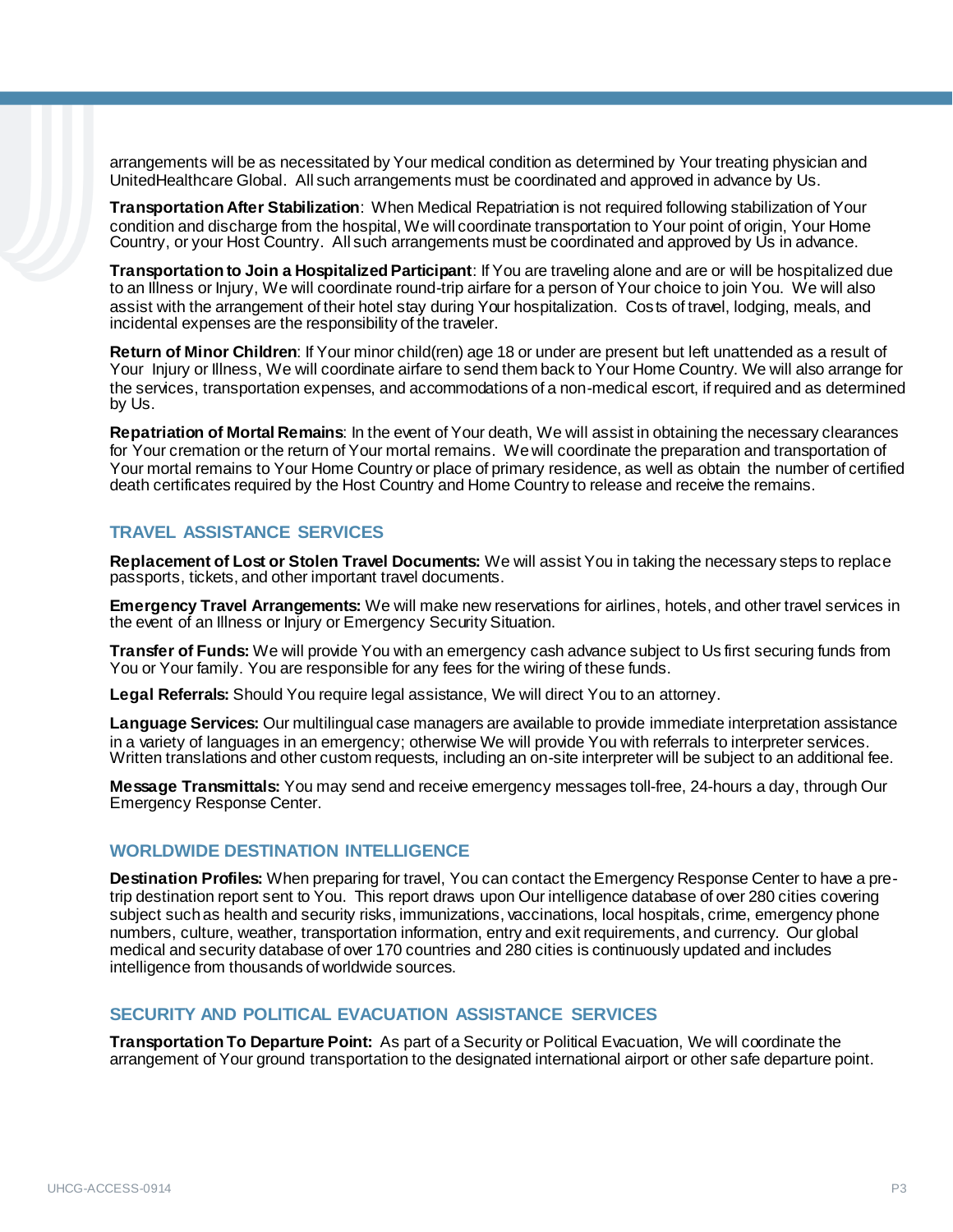arrangements will be as necessitated by Your medical condition as determined by Your treating physician and UnitedHealthcare Global. All such arrangements must be coordinated and approved in advance by Us.

**Transportation After Stabilization**: When Medical Repatriation is not required following stabilization of Your condition and discharge from the hospital, We will coordinate transportation to Your point of origin, Your Home Country, or your Host Country. All such arrangements must be coordinated and approved by Us in advance.

**Transportation to Join a Hospitalized Participant**: If You are traveling alone and are or will be hospitalized due to an Illness or Injury, We will coordinate round-trip airfare for a person of Your choice to join You. We will also assist with the arrangement of their hotel stay during Your hospitalization. Costs of travel, lodging, meals, and incidental expenses are the responsibility of the traveler.

**Return of Minor Children**: If Your minor child(ren) age 18 or under are present but left unattended as a result of Your Injury or Illness, We will coordinate airfare to send them back to Your Home Country. We will also arrange for the services, transportation expenses, and accommodations of a non-medical escort, if required and as determined by Us.

**Repatriation of Mortal Remains**: In the event of Your death, We will assist in obtaining the necessary clearances for Your cremation or the return of Your mortal remains. We will coordinate the preparation and transportation of Your mortal remains to Your Home Country or place of primary residence, as well as obtain the number of certified death certificates required by the Host Country and Home Country to release and receive the remains.

## TRAVEL ASSISTANCE SERVICES

**Replacement of Lost or Stolen Travel Documents:** We will assist You in taking the necessary steps to replace passports, tickets, and other important travel documents.

**Emergency Travel Arrangements:** We will make new reservations for airlines, hotels, and other travel services in the event of an Illness or Injury or Emergency Security Situation.

**Transfer of Funds:** We will provide You with an emergency cash advance subject to Us first securing funds from You or Your family. You are responsible for any fees for the wiring of these funds.

**Legal Referrals:** Should You require legal assistance, We will direct You to an attorney.

**Language Services:** Our multilingual case managers are available to provide immediate interpretation assistance in a variety of languages in an emergency; otherwise We will provide You with referrals to interpreter services. Written translations and other custom requests, including an on-site interpreter will be subject to an additional fee.

**Message Transmittals:** You may send and receive emergency messages toll-free, 24-hours a day, through Our Emergency Response Center.

## WORLDWIDE DESTINATION INTELLIGENCE

**Destination Profiles:** When preparing for travel, You can contact the Emergency Response Center to have a pre-trip destination report sent to You. This report draws upon Our intelligence database of over 280 cities covering subject such as health and security risks, immunizations, vaccinations, local hospitals, crime, emergency phone numbers, culture, weather, transportation information, entry and exit requirements, and currency. Our global medical and security database of over 170 countries and 280 cities is continuously updated and includes intelligence from thousands of worldwide sources.

## SECURITY AND POLITICAL EVACUATION ASSISTANCE SERVICES

**Transportation To Departure Point:** As part of a Security or Political Evacuation, We will coordinate the arrangement of Your ground transportation to the designated international airport or other safe departure point.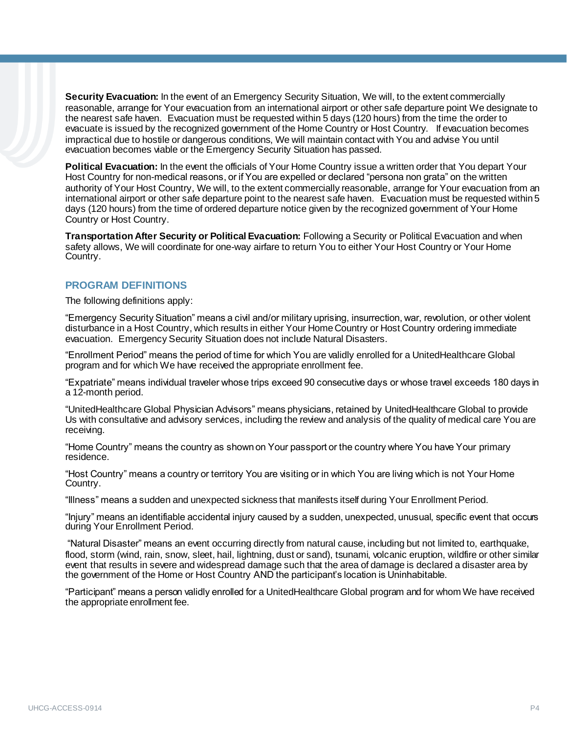**Security Evacuation:** In the event of an Emergency Security Situation, We will, to the extent commercially reasonable, arrange for Your evacuation from an international airport or other safe departure point We designate to the nearest safe haven. Evacuation must be requested within 5 days (120 hours) from the time the order to evacuate is issued by the recognized government of the Home Country or Host Country. If evacuation becomes impractical due to hostile or dangerous conditions, We will maintain contact with You and advise You until evacuation becomes viable or the Emergency Security Situation has passed.

**Political Evacuation:** In the event the officials of Your Home Country issue a written order that You depart Your Host Country for non-medical reasons, or if You are expelled or declared "persona non grata" on the written authority of Your Host Country, We will, to the extent commercially reasonable, arrange for Your evacuation from an international airport or other safe departure point to the nearest safe haven. Evacuation must be requested within 5 days (120 hours) from the time of ordered departure notice given by the recognized government of Your Home Country or Host Country.

**Transportation After Security or Political Evacuation:** Following a Security or Political Evacuation and when safety allows, We will coordinate for one-way airfare to return You to either Your Host Country or Your Home Country.

## PROGRAM DEFINITIONS

The following definitions apply:

"Emergency Security Situation" means a civil and/or military uprising, insurrection, war, revolution, or other violent disturbance in a Host Country, which results in either Your Home Country or Host Country ordering immediate evacuation. Emergency Security Situation does not include Natural Disasters.

"Enrollment Period" means the period of time for which You are validly enrolled for a UnitedHealthcare Global program and for which We have received the appropriate enrollment fee.

"Expatriate" means individual traveler whose trips exceed 90 consecutive days or whose travel exceeds 180 days in a 12-month period.

"UnitedHealthcare Global Physician Advisors" means physicians, retained by UnitedHealthcare Global to provide Us with consultative and advisory services, including the review and analysis of the quality of medical care You are receiving.

"Home Country" means the country as shown on Your passport or the country where You have Your primary residence.

"Host Country" means a country or territory You are visiting or in which You are living which is not Your Home Country.

"Illness" means a sudden and unexpected sickness that manifests itself during Your Enrollment Period.

"Injury" means an identifiable accidental injury caused by a sudden, unexpected, unusual, specific event that occurs during Your Enrollment Period.

"Natural Disaster" means an event occurring directly from natural cause, including but not limited to, earthquake, flood, storm (wind, rain, snow, sleet, hail, lightning, dust or sand), tsunami, volcanic eruption, wildfire or other similar event that results in severe and widespread damage such that the area of damage is declared a disaster area by the government of the Home or Host Country AND the participant's location is Uninhabitable.

"Participant" means a person validly enrolled for a UnitedHealthcare Global program and for whom We have received the appropriate enrollment fee.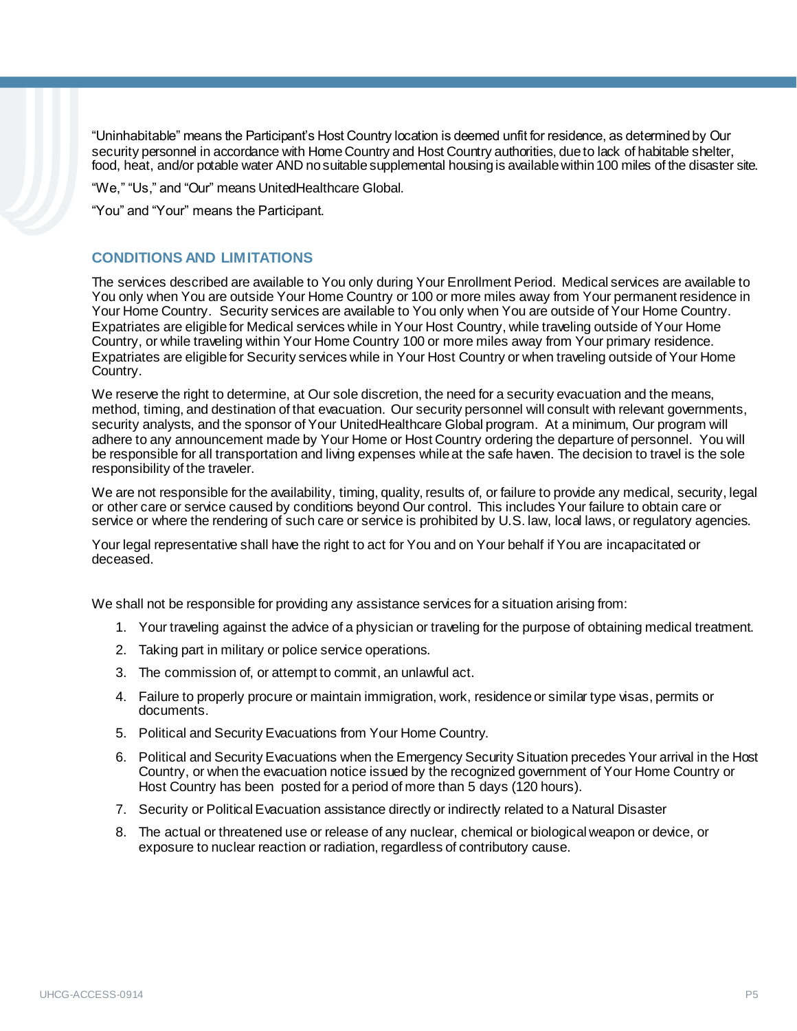"Uninhabitable" means the Participant's Host Country location is deemed unfit for residence, as determined by Our security personnel in accordance with Home Country and Host Country authorities, due to lack of habitable shelter, food, heat, and/or potable water AND no suitable supplemental housing is available within 100 miles of the disaster site.

"We," "Us," and "Our" means UnitedHealthcare Global.

"You" and "Your" means the Participant.

## CONDITIONS AND LIMITATIONS

The services described are available to You only during Your Enrollment Period. Medical services are available to You only when You are outside Your Home Country or 100 or more miles away from Your permanent residence in Your Home Country. Security services are available to You only when You are outside of Your Home Country. Expatriates are eligible for Medical services while in Your Host Country, while traveling outside of Your Home Country, or while traveling within Your Home Country 100 or more miles away from Your primary residence. Expatriates are eligible for Security services while in Your Host Country or when traveling outside of Your Home Country.

We reserve the right to determine, at Our sole discretion, the need for a security evacuation and the means, method, timing, and destination of that evacuation. Our security personnel will consult with relevant governments, security analysts, and the sponsor of Your UnitedHealthcare Global program. At a minimum, Our program will adhere to any announcement made by Your Home or Host Country ordering the departure of personnel. You will be responsible for all transportation and living expenses while at the safe haven. The decision to travel is the sole responsibility of the traveler.

We are not responsible for the availability, timing, quality, results of, or failure to provide any medical, security, legal or other care or service caused by conditions beyond Our control. This includes Your failure to obtain care or service or where the rendering of such care or service is prohibited by U.S. law, local laws, or regulatory agencies.

Your legal representative shall have the right to act for You and on Your behalf if You are incapacitated or deceased.

We shall not be responsible for providing any assistance services for a situation arising from:

1. Your traveling against the advice of a physician or traveling for the purpose of obtaining medical treatment.
2. Taking part in military or police service operations.
3. The commission of, or attempt to commit, an unlawful act.
4. Failure to properly procure or maintain immigration, work, residence or similar type visas, permits or documents.
5. Political and Security Evacuations from Your Home Country.
6. Political and Security Evacuations when the Emergency Security Situation precedes Your arrival in the Host Country, or when the evacuation notice issued by the recognized government of Your Home Country or Host Country has been posted for a period of more than 5 days (120 hours).
7. Security or Political Evacuation assistance directly or indirectly related to a Natural Disaster
8. The actual or threatened use or release of any nuclear, chemical or biological weapon or device, or exposure to nuclear reaction or radiation, regardless of contributory cause.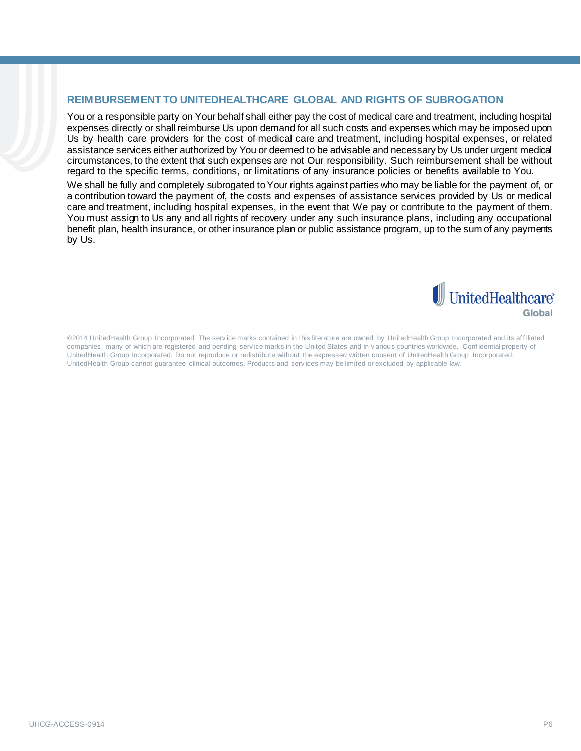## REIMBURSEMENT TO UNITEDHEALTHCARE GLOBAL AND RIGHTS OF SUBROGATION

You or a responsible party on Your behalf shall either pay the cost of medical care and treatment, including hospital expenses directly or shall reimburse Us upon demand for all such costs and expenses which may be imposed upon Us by health care providers for the cost of medical care and treatment, including hospital expenses, or related assistance services either authorized by You or deemed to be advisable and necessary by Us under urgent medical circumstances, to the extent that such expenses are not Our responsibility. Such reimbursement shall be without regard to the specific terms, conditions, or limitations of any insurance policies or benefits available to You.

We shall be fully and completely subrogated to Your rights against parties who may be liable for the payment of, or a contribution toward the payment of, the costs and expenses of assistance services provided by Us or medical care and treatment, including hospital expenses, in the event that We pay or contribute to the payment of them. You must assign to Us any and all rights of recovery under any such insurance plans, including any occupational benefit plan, health insurance, or other insurance plan or public assistance program, up to the sum of any payments by Us.

UnitedHealthcare Global

©2014 UnitedHealth Group Incorporated. The service marks contained in this literature are owned by UnitedHealth Group Incorporated and its affiliated companies, many of which are registered and pending service marks in the United States and in various countries worldwide. Confidential property of UnitedHealth Group Incorporated. Do not reproduce or redistribute without the expressed written consent of UnitedHealth Group Incorporated. UnitedHealth Group cannot guarantee clinical outcomes. Products and services may be limited or excluded by applicable law.

UHCG-ACCESS-0914